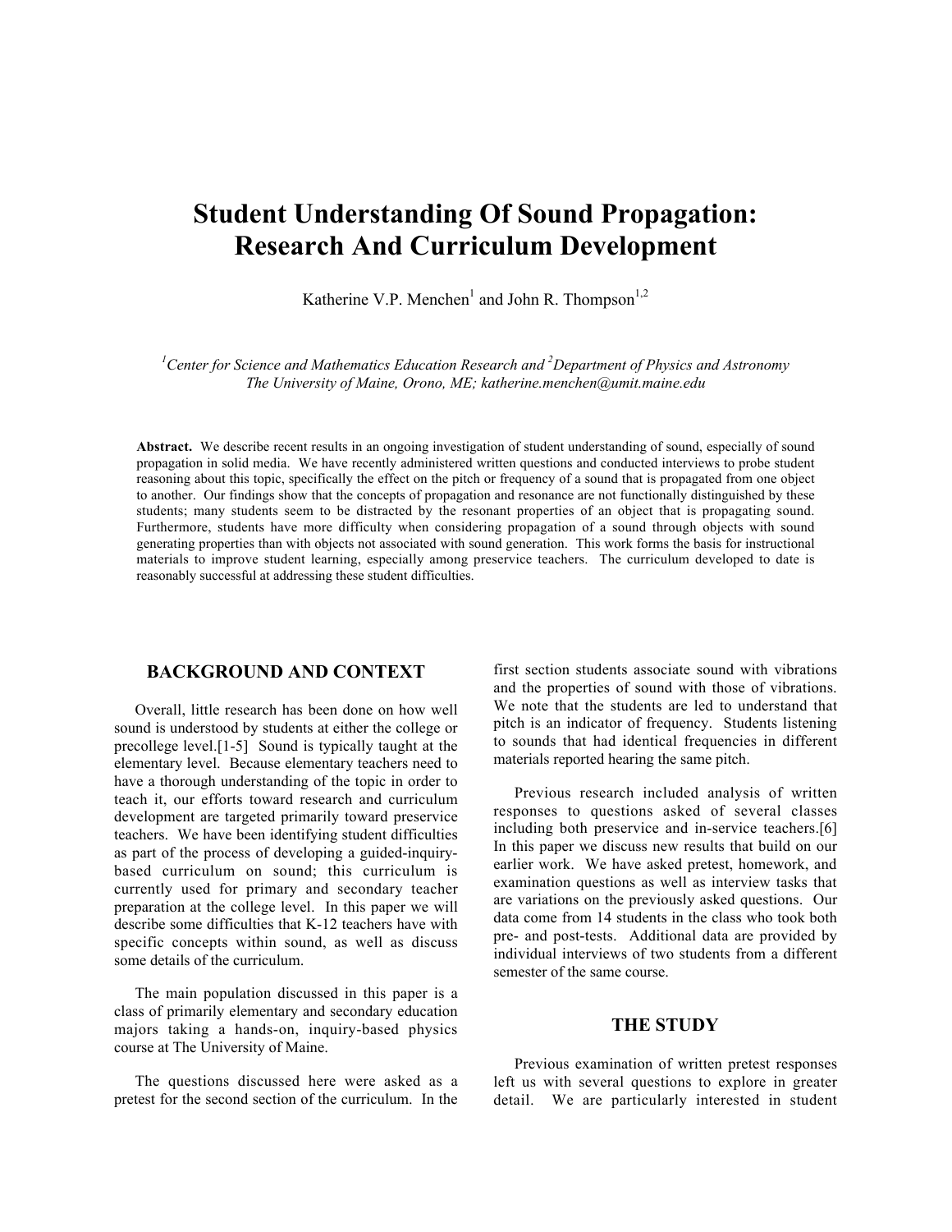# Student Understanding Of Sound Propagation: Research And Curriculum Development

Katherine V.P. Menchen[1] and John R. Thompson[1,2]

[1]*Center for Science and Mathematics Education Research and* [2]*Department of Physics and Astronomy*
*The University of Maine, Orono, ME; katherine.menchen@umit.maine.edu*

**Abstract.** We describe recent results in an ongoing investigation of student understanding of sound, especially of sound propagation in solid media. We have recently administered written questions and conducted interviews to probe student reasoning about this topic, specifically the effect on the pitch or frequency of a sound that is propagated from one object to another. Our findings show that the concepts of propagation and resonance are not functionally distinguished by these students; many students seem to be distracted by the resonant properties of an object that is propagating sound. Furthermore, students have more difficulty when considering propagation of a sound through objects with sound generating properties than with objects not associated with sound generation. This work forms the basis for instructional materials to improve student learning, especially among preservice teachers. The curriculum developed to date is reasonably successful at addressing these student difficulties.

## BACKGROUND AND CONTEXT

Overall, little research has been done on how well sound is understood by students at either the college or precollege level.[1-5] Sound is typically taught at the elementary level. Because elementary teachers need to have a thorough understanding of the topic in order to teach it, our efforts toward research and curriculum development are targeted primarily toward preservice teachers. We have been identifying student difficulties as part of the process of developing a guided-inquiry-based curriculum on sound; this curriculum is currently used for primary and secondary teacher preparation at the college level. In this paper we will describe some difficulties that K-12 teachers have with specific concepts within sound, as well as discuss some details of the curriculum.

The main population discussed in this paper is a class of primarily elementary and secondary education majors taking a hands-on, inquiry-based physics course at The University of Maine.

The questions discussed here were asked as a pretest for the second section of the curriculum. In the first section students associate sound with vibrations and the properties of sound with those of vibrations. We note that the students are led to understand that pitch is an indicator of frequency. Students listening to sounds that had identical frequencies in different materials reported hearing the same pitch.

Previous research included analysis of written responses to questions asked of several classes including both preservice and in-service teachers.[6] In this paper we discuss new results that build on our earlier work. We have asked pretest, homework, and examination questions as well as interview tasks that are variations on the previously asked questions. Our data come from 14 students in the class who took both pre- and post-tests. Additional data are provided by individual interviews of two students from a different semester of the same course.

## THE STUDY

Previous examination of written pretest responses left us with several questions to explore in greater detail. We are particularly interested in student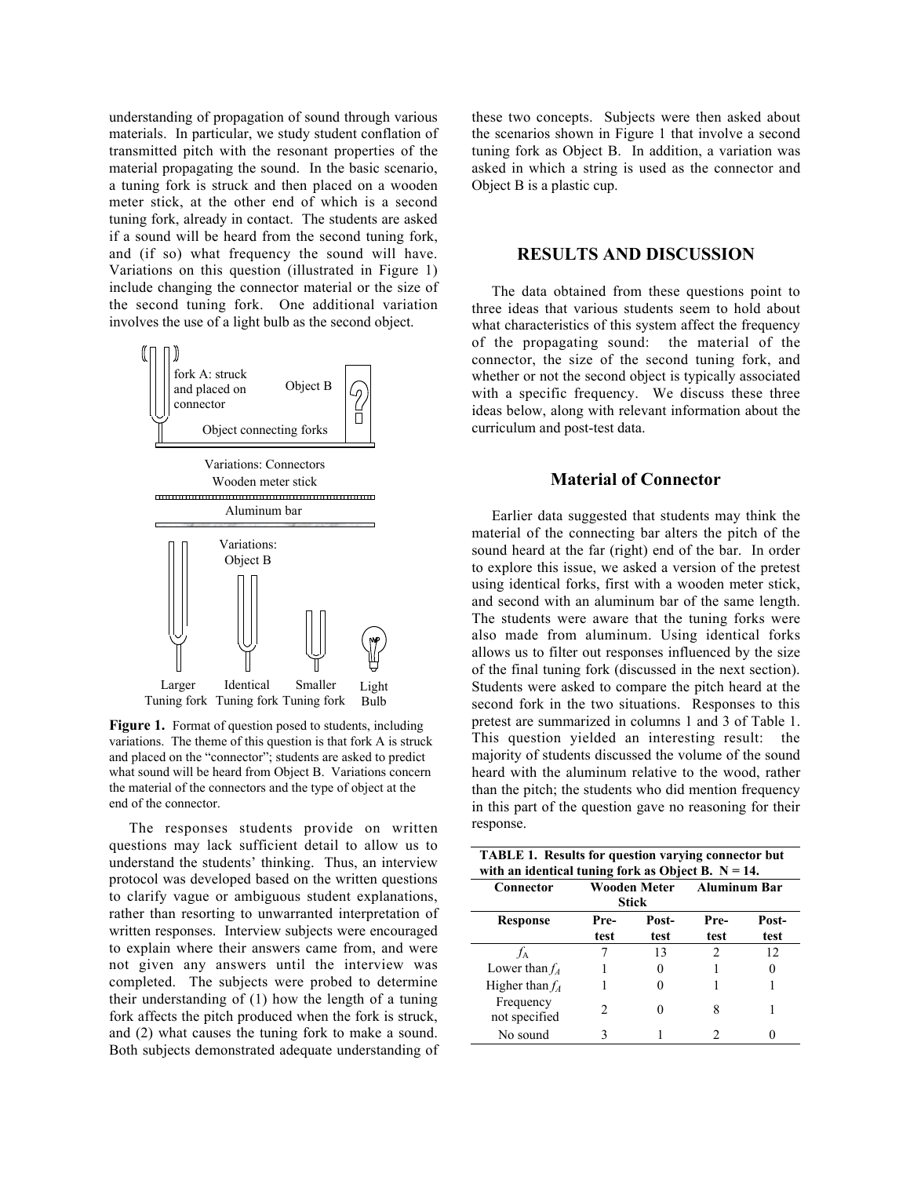understanding of propagation of sound through various materials. In particular, we study student conflation of transmitted pitch with the resonant properties of the material propagating the sound. In the basic scenario, a tuning fork is struck and then placed on a wooden meter stick, at the other end of which is a second tuning fork, already in contact. The students are asked if a sound will be heard from the second tuning fork, and (if so) what frequency the sound will have. Variations on this question (illustrated in Figure 1) include changing the connector material or the size of the second tuning fork. One additional variation involves the use of a light bulb as the second object.

**Figure 1.** Format of question posed to students, including variations. The theme of this question is that fork A is struck and placed on the "connector"; students are asked to predict what sound will be heard from Object B. Variations concern the material of the connectors and the type of object at the end of the connector.

The responses students provide on written questions may lack sufficient detail to allow us to understand the students' thinking. Thus, an interview protocol was developed based on the written questions to clarify vague or ambiguous student explanations, rather than resorting to unwarranted interpretation of written responses. Interview subjects were encouraged to explain where their answers came from, and were not given any answers until the interview was completed. The subjects were probed to determine their understanding of (1) how the length of a tuning fork affects the pitch produced when the fork is struck, and (2) what causes the tuning fork to make a sound. Both subjects demonstrated adequate understanding of these two concepts. Subjects were then asked about the scenarios shown in Figure 1 that involve a second tuning fork as Object B. In addition, a variation was asked in which a string is used as the connector and Object B is a plastic cup.

## RESULTS AND DISCUSSION

The data obtained from these questions point to three ideas that various students seem to hold about what characteristics of this system affect the frequency of the propagating sound: the material of the connector, the size of the second tuning fork, and whether or not the second object is typically associated with a specific frequency. We discuss these three ideas below, along with relevant information about the curriculum and post-test data.

### Material of Connector

Earlier data suggested that students may think the material of the connecting bar alters the pitch of the sound heard at the far (right) end of the bar. In order to explore this issue, we asked a version of the pretest using identical forks, first with a wooden meter stick, and second with an aluminum bar of the same length. The students were aware that the tuning forks were also made from aluminum. Using identical forks allows us to filter out responses influenced by the size of the final tuning fork (discussed in the next section). Students were asked to compare the pitch heard at the second fork in the two situations. Responses to this pretest are summarized in columns 1 and 3 of Table 1. This question yielded an interesting result: the majority of students discussed the volume of the sound heard with the aluminum relative to the wood, rather than the pitch; the students who did mention frequency in this part of the question gave no reasoning for their response.

**TABLE 1. Results for question varying connector but with an identical tuning fork as Object B. N = 14.**

| Connector | Wooden Meter Stick | | Aluminum Bar | |
|---|---|---|---|---|
| **Response** | **Pre-test** | **Post-test** | **Pre-test** | **Post-test** |
| $f_A$ | 7 | 13 | 2 | 12 |
| Lower than $f_A$ | 1 | 0 | 1 | 0 |
| Higher than $f_A$ | 1 | 0 | 1 | 1 |
| Frequency not specified | 2 | 0 | 8 | 1 |
| No sound | 3 | 1 | 2 | 0 |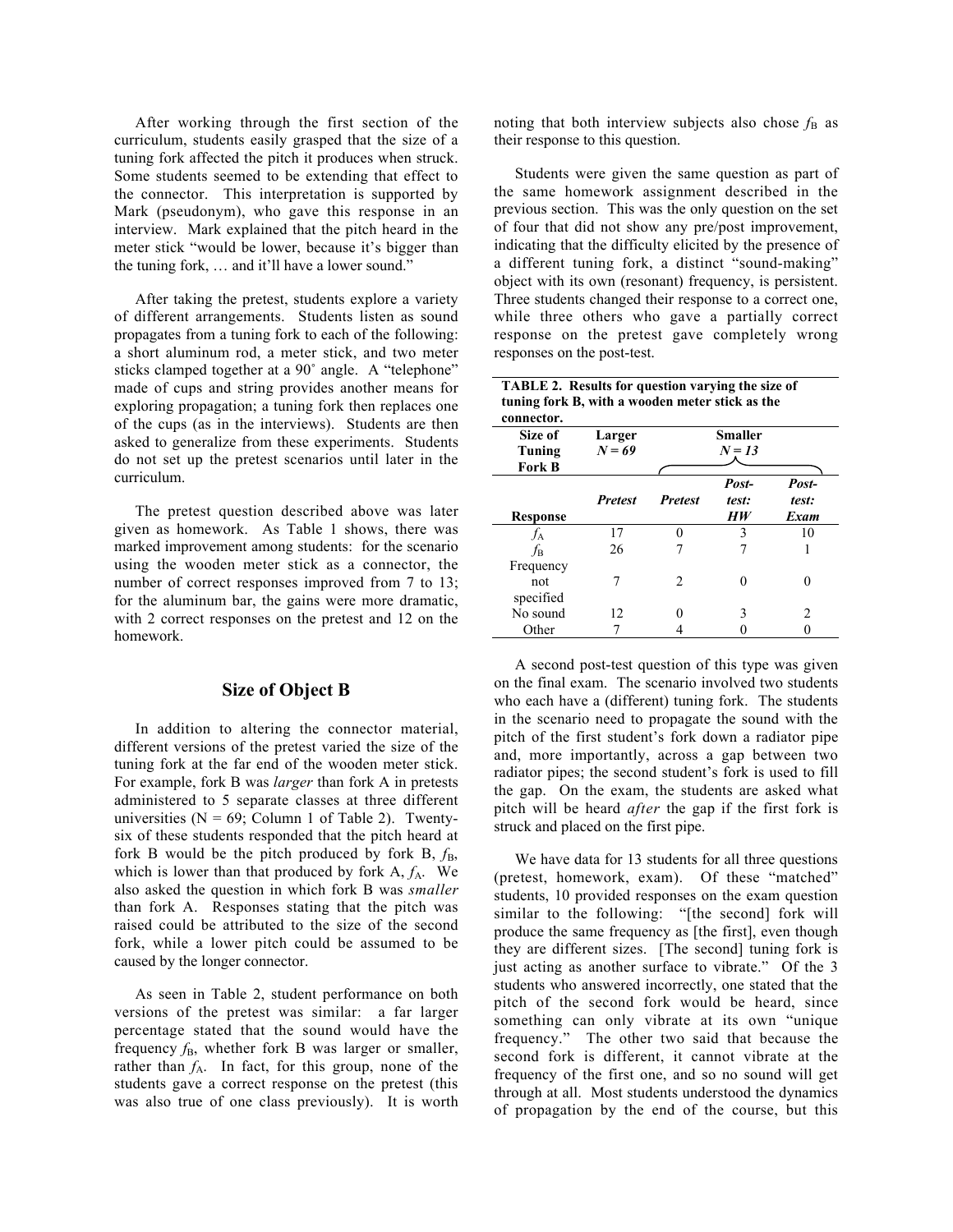After working through the first section of the curriculum, students easily grasped that the size of a tuning fork affected the pitch it produces when struck. Some students seemed to be extending that effect to the connector. This interpretation is supported by Mark (pseudonym), who gave this response in an interview. Mark explained that the pitch heard in the meter stick "would be lower, because it's bigger than the tuning fork, … and it'll have a lower sound."

After taking the pretest, students explore a variety of different arrangements. Students listen as sound propagates from a tuning fork to each of the following: a short aluminum rod, a meter stick, and two meter sticks clamped together at a 90˚ angle. A "telephone" made of cups and string provides another means for exploring propagation; a tuning fork then replaces one of the cups (as in the interviews). Students are then asked to generalize from these experiments. Students do not set up the pretest scenarios until later in the curriculum.

The pretest question described above was later given as homework. As Table 1 shows, there was marked improvement among students: for the scenario using the wooden meter stick as a connector, the number of correct responses improved from 7 to 13; for the aluminum bar, the gains were more dramatic, with 2 correct responses on the pretest and 12 on the homework.

## Size of Object B

In addition to altering the connector material, different versions of the pretest varied the size of the tuning fork at the far end of the wooden meter stick. For example, fork B was *larger* than fork A in pretests administered to 5 separate classes at three different universities (N = 69; Column 1 of Table 2). Twenty-six of these students responded that the pitch heard at fork B would be the pitch produced by fork B, $f_B$, which is lower than that produced by fork A, $f_A$. We also asked the question in which fork B was *smaller* than fork A. Responses stating that the pitch was raised could be attributed to the size of the second fork, while a lower pitch could be assumed to be caused by the longer connector.

As seen in Table 2, student performance on both versions of the pretest was similar: a far larger percentage stated that the sound would have the frequency $f_B$, whether fork B was larger or smaller, rather than $f_A$. In fact, for this group, none of the students gave a correct response on the pretest (this was also true of one class previously). It is worth noting that both interview subjects also chose $f_B$ as their response to this question.

Students were given the same question as part of the same homework assignment described in the previous section. This was the only question on the set of four that did not show any pre/post improvement, indicating that the difficulty elicited by the presence of a different tuning fork, a distinct "sound-making" object with its own (resonant) frequency, is persistent. Three students changed their response to a correct one, while three others who gave a partially correct response on the pretest gave completely wrong responses on the post-test.

**TABLE 2. Results for question varying the size of tuning fork B, with a wooden meter stick as the connector.**

| Size of Tuning Fork B | Larger *N = 69* | Smaller *N = 13* | | |
|---|---|---|---|---|
| **Response** | ***Pretest*** | ***Pretest*** | ***Post-test: HW*** | ***Post-test: Exam*** |
| $f_A$ | 17 | 0 | 3 | 10 |
| $f_B$ | 26 | 7 | 7 | 1 |
| Frequency not specified | 7 | 2 | 0 | 0 |
| No sound | 12 | 0 | 3 | 2 |
| Other | 7 | 4 | 0 | 0 |

A second post-test question of this type was given on the final exam. The scenario involved two students who each have a (different) tuning fork. The students in the scenario need to propagate the sound with the pitch of the first student's fork down a radiator pipe and, more importantly, across a gap between two radiator pipes; the second student's fork is used to fill the gap. On the exam, the students are asked what pitch will be heard *after* the gap if the first fork is struck and placed on the first pipe.

We have data for 13 students for all three questions (pretest, homework, exam). Of these "matched" students, 10 provided responses on the exam question similar to the following: "[the second] fork will produce the same frequency as [the first], even though they are different sizes. [The second] tuning fork is just acting as another surface to vibrate." Of the 3 students who answered incorrectly, one stated that the pitch of the second fork would be heard, since something can only vibrate at its own "unique frequency." The other two said that because the second fork is different, it cannot vibrate at the frequency of the first one, and so no sound will get through at all. Most students understood the dynamics of propagation by the end of the course, but this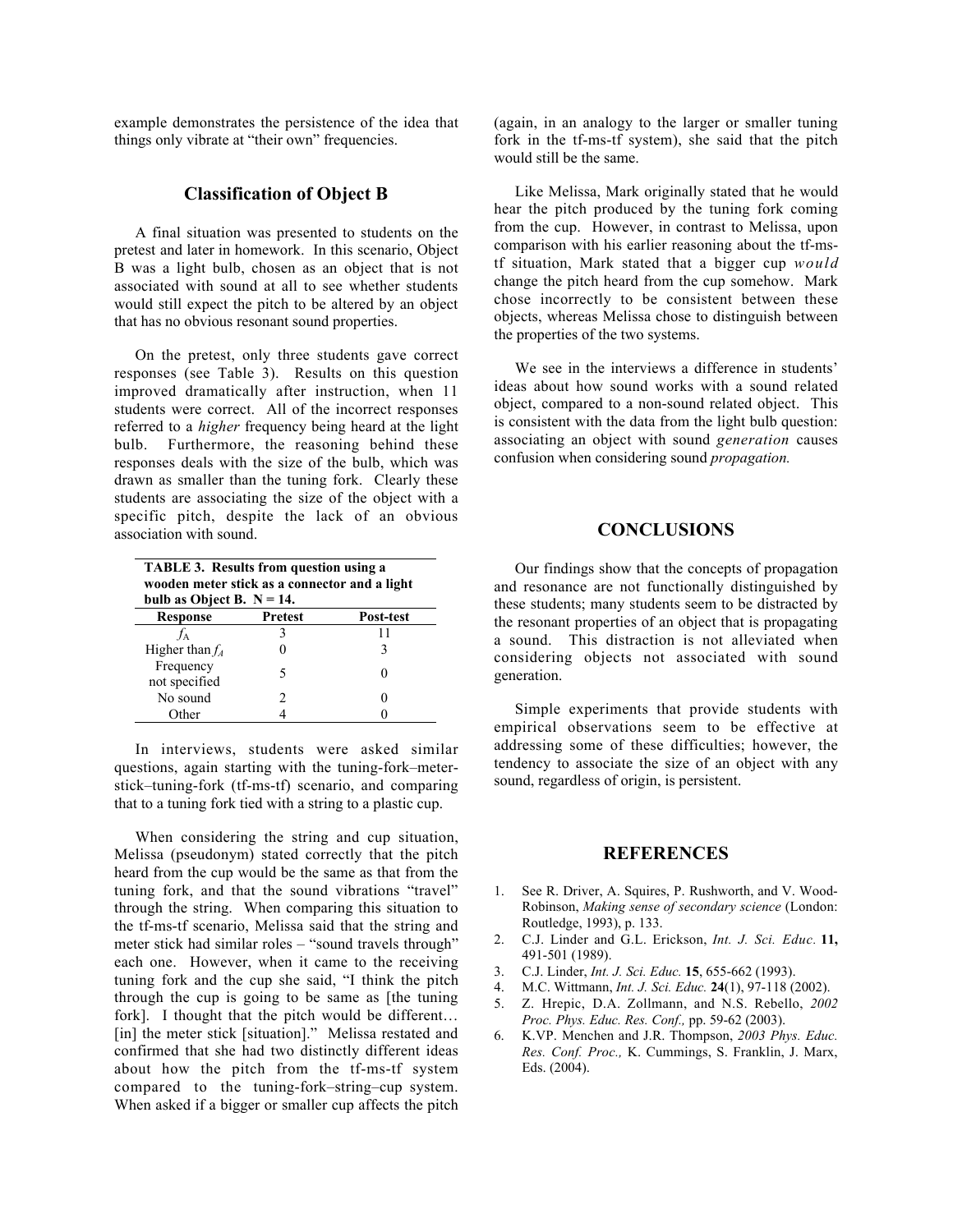example demonstrates the persistence of the idea that things only vibrate at "their own" frequencies.

## Classification of Object B

A final situation was presented to students on the pretest and later in homework. In this scenario, Object B was a light bulb, chosen as an object that is not associated with sound at all to see whether students would still expect the pitch to be altered by an object that has no obvious resonant sound properties.

On the pretest, only three students gave correct responses (see Table 3). Results on this question improved dramatically after instruction, when 11 students were correct. All of the incorrect responses referred to a *higher* frequency being heard at the light bulb. Furthermore, the reasoning behind these responses deals with the size of the bulb, which was drawn as smaller than the tuning fork. Clearly these students are associating the size of the object with a specific pitch, despite the lack of an obvious association with sound.

**TABLE 3. Results from question using a wooden meter stick as a connector and a light bulb as Object B. N = 14.**

| Response | Pretest | Post-test |
|---|---|---|
| $f_A$ | 3 | 11 |
| Higher than $f_A$ | 0 | 3 |
| Frequency not specified | 5 | 0 |
| No sound | 2 | 0 |
| Other | 4 | 0 |

In interviews, students were asked similar questions, again starting with the tuning-fork–meter-stick–tuning-fork (tf-ms-tf) scenario, and comparing that to a tuning fork tied with a string to a plastic cup.

When considering the string and cup situation, Melissa (pseudonym) stated correctly that the pitch heard from the cup would be the same as that from the tuning fork, and that the sound vibrations "travel" through the string. When comparing this situation to the tf-ms-tf scenario, Melissa said that the string and meter stick had similar roles – "sound travels through" each one. However, when it came to the receiving tuning fork and the cup she said, "I think the pitch through the cup is going to be same as [the tuning fork]. I thought that the pitch would be different… [in] the meter stick [situation]." Melissa restated and confirmed that she had two distinctly different ideas about how the pitch from the tf-ms-tf system compared to the tuning-fork–string–cup system. When asked if a bigger or smaller cup affects the pitch (again, in an analogy to the larger or smaller tuning fork in the tf-ms-tf system), she said that the pitch would still be the same.

Like Melissa, Mark originally stated that he would hear the pitch produced by the tuning fork coming from the cup. However, in contrast to Melissa, upon comparison with his earlier reasoning about the tf-ms-tf situation, Mark stated that a bigger cup *would* change the pitch heard from the cup somehow. Mark chose incorrectly to be consistent between these objects, whereas Melissa chose to distinguish between the properties of the two systems.

We see in the interviews a difference in students' ideas about how sound works with a sound related object, compared to a non-sound related object. This is consistent with the data from the light bulb question: associating an object with sound *generation* causes confusion when considering sound *propagation.*

## CONCLUSIONS

Our findings show that the concepts of propagation and resonance are not functionally distinguished by these students; many students seem to be distracted by the resonant properties of an object that is propagating a sound. This distraction is not alleviated when considering objects not associated with sound generation.

Simple experiments that provide students with empirical observations seem to be effective at addressing some of these difficulties; however, the tendency to associate the size of an object with any sound, regardless of origin, is persistent.

## REFERENCES

1. See R. Driver, A. Squires, P. Rushworth, and V. Wood-Robinson, *Making sense of secondary science* (London: Routledge, 1993), p. 133.
2. C.J. Linder and G.L. Erickson, *Int. J. Sci. Educ.* **11,** 491-501 (1989).
3. C.J. Linder, *Int. J. Sci. Educ.* **15**, 655-662 (1993).
4. M.C. Wittmann, *Int. J. Sci. Educ.* **24**(1), 97-118 (2002).
5. Z. Hrepic, D.A. Zollmann, and N.S. Rebello, *2002 Proc. Phys. Educ. Res. Conf.,* pp. 59-62 (2003).
6. K.VP. Menchen and J.R. Thompson, *2003 Phys. Educ. Res. Conf. Proc.,* K. Cummings, S. Franklin, J. Marx, Eds. (2004).